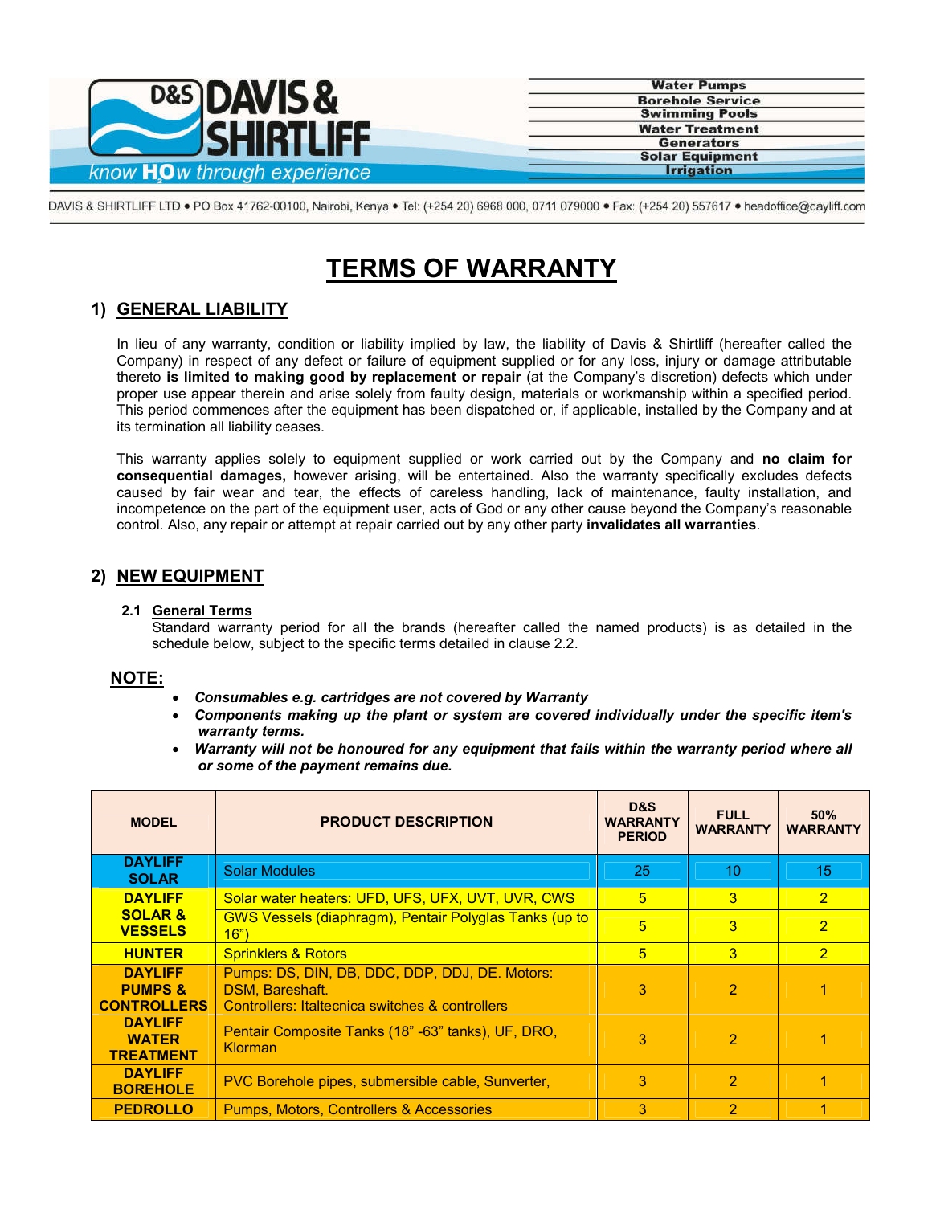DAVIS & SHIRTLIFF

know H2Ow through experience

Water Pumps
Borehole Service
Swimming Pools
Water Treatment
Generators
Solar Equipment
Irrigation

DAVIS & SHIRTLIFF LTD • PO Box 41762-00100, Nairobi, Kenya • Tel: (+254 20) 6968 000, 0711 079000 • Fax: (+254 20) 557617 • headoffice@dayliff.com

# TERMS OF WARRANTY

## 1) GENERAL LIABILITY

In lieu of any warranty, condition or liability implied by law, the liability of Davis & Shirtliff (hereafter called the Company) in respect of any defect or failure of equipment supplied or for any loss, injury or damage attributable thereto **is limited to making good by replacement or repair** (at the Company's discretion) defects which under proper use appear therein and arise solely from faulty design, materials or workmanship within a specified period. This period commences after the equipment has been dispatched or, if applicable, installed by the Company and at its termination all liability ceases.

This warranty applies solely to equipment supplied or work carried out by the Company and **no claim for consequential damages,** however arising, will be entertained. Also the warranty specifically excludes defects caused by fair wear and tear, the effects of careless handling, lack of maintenance, faulty installation, and incompetence on the part of the equipment user, acts of God or any other cause beyond the Company's reasonable control. Also, any repair or attempt at repair carried out by any other party **invalidates all warranties**.

## 2) NEW EQUIPMENT

### 2.1 General Terms

Standard warranty period for all the brands (hereafter called the named products) is as detailed in the schedule below, subject to the specific terms detailed in clause 2.2.

**NOTE:**

- ***Consumables e.g. cartridges are not covered by Warranty***
- ***Components making up the plant or system are covered individually under the specific item's warranty terms.***
- ***Warranty will not be honoured for any equipment that fails within the warranty period where all or some of the payment remains due.***

| MODEL | PRODUCT DESCRIPTION | D&S WARRANTY PERIOD | FULL WARRANTY | 50% WARRANTY |
|---|---|---|---|---|
| DAYLIFF SOLAR | Solar Modules | 25 | 10 | 15 |
| DAYLIFF SOLAR & VESSELS | Solar water heaters: UFD, UFS, UFX, UVT, UVR, CWS | 5 | 3 | 2 |
| | GWS Vessels (diaphragm), Pentair Polyglas Tanks (up to 16") | 5 | 3 | 2 |
| HUNTER | Sprinklers & Rotors | 5 | 3 | 2 |
| DAYLIFF PUMPS & CONTROLLERS | Pumps: DS, DIN, DB, DDC, DDP, DDJ, DE. Motors: DSM, Bareshaft. Controllers: Italtecnica switches & controllers | 3 | 2 | 1 |
| DAYLIFF WATER TREATMENT | Pentair Composite Tanks (18" -63" tanks), UF, DRO, Klorman | 3 | 2 | 1 |
| DAYLIFF BOREHOLE | PVC Borehole pipes, submersible cable, Sunverter, | 3 | 2 | 1 |
| PEDROLLO | Pumps, Motors, Controllers & Accessories | 3 | 2 | 1 |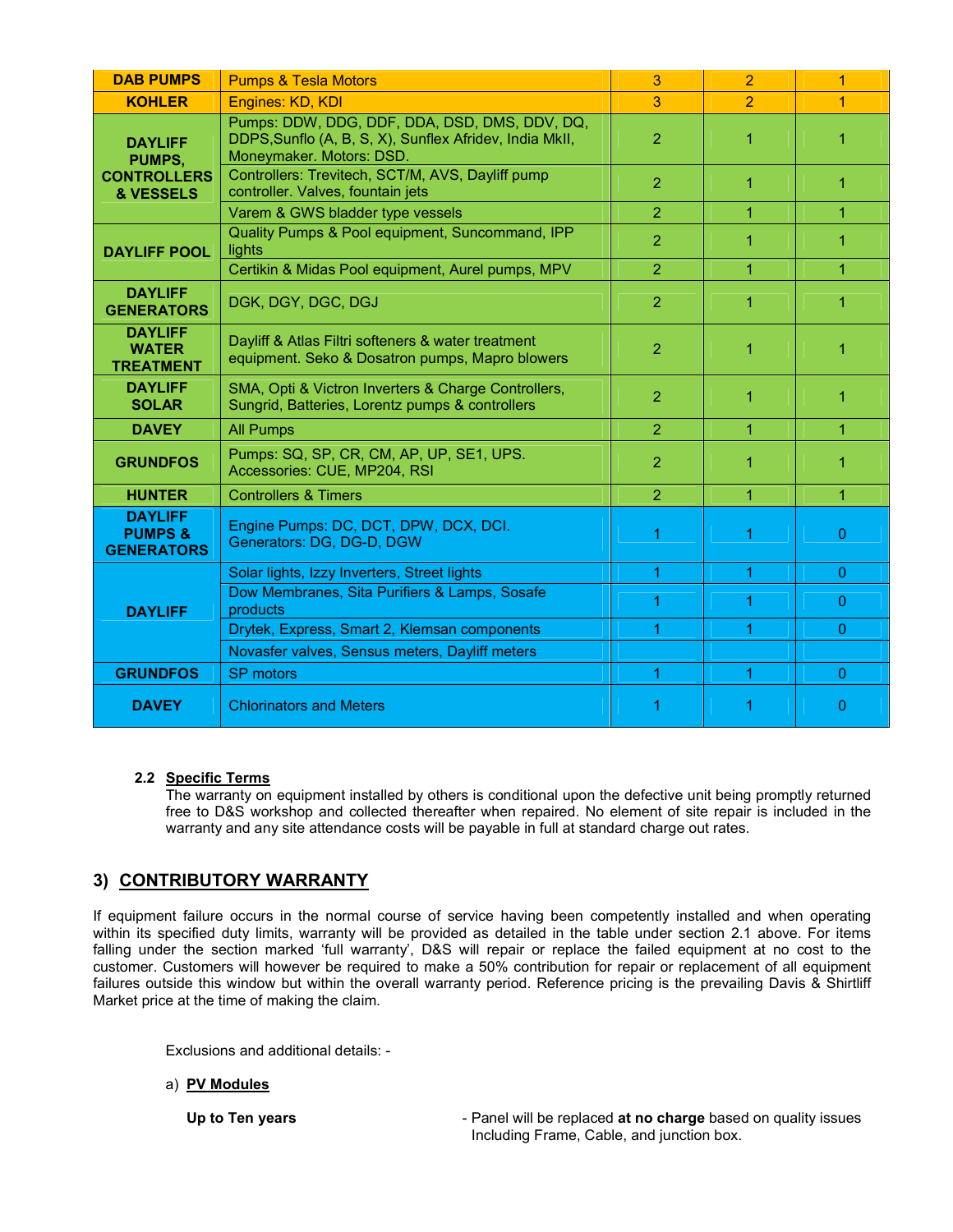| | | | | |
|---|---|---|---|---|
| **DAB PUMPS** | Pumps & Tesla Motors | 3 | 2 | 1 |
| **KOHLER** | Engines: KD, KDI | 3 | 2 | 1 |
| **DAYLIFF PUMPS, CONTROLLERS & VESSELS** | Pumps: DDW, DDG, DDF, DDA, DSD, DMS, DDV, DQ, DDPS,Sunflo (A, B, S, X), Sunflex Afridev, India MkII, Moneymaker. Motors: DSD. | 2 | 1 | 1 |
| | Controllers: Trevitech, SCT/M, AVS, Dayliff pump controller. Valves, fountain jets | 2 | 1 | 1 |
| | Varem & GWS bladder type vessels | 2 | 1 | 1 |
| **DAYLIFF POOL** | Quality Pumps & Pool equipment, Suncommand, IPP lights | 2 | 1 | 1 |
| | Certikin & Midas Pool equipment, Aurel pumps, MPV | 2 | 1 | 1 |
| **DAYLIFF GENERATORS** | DGK, DGY, DGC, DGJ | 2 | 1 | 1 |
| **DAYLIFF WATER TREATMENT** | Dayliff & Atlas Filtri softeners & water treatment equipment. Seko & Dosatron pumps, Mapro blowers | 2 | 1 | 1 |
| **DAYLIFF SOLAR** | SMA, Opti & Victron Inverters & Charge Controllers, Sungrid, Batteries, Lorentz pumps & controllers | 2 | 1 | 1 |
| **DAVEY** | All Pumps | 2 | 1 | 1 |
| **GRUNDFOS** | Pumps: SQ, SP, CR, CM, AP, UP, SE1, UPS. Accessories: CUE, MP204, RSI | 2 | 1 | 1 |
| **HUNTER** | Controllers & Timers | 2 | 1 | 1 |
| **DAYLIFF PUMPS & GENERATORS** | Engine Pumps: DC, DCT, DPW, DCX, DCI. Generators: DG, DG-D, DGW | 1 | 1 | 0 |
| **DAYLIFF** | Solar lights, Izzy Inverters, Street lights | 1 | 1 | 0 |
| | Dow Membranes, Sita Purifiers & Lamps, Sosafe products | 1 | 1 | 0 |
| | Drytek, Express, Smart 2, Klemsan components | 1 | 1 | 0 |
| | Novasfer valves, Sensus meters, Dayliff meters | | | |
| **GRUNDFOS** | SP motors | 1 | 1 | 0 |
| **DAVEY** | Chlorinators and Meters | 1 | 1 | 0 |

**2.2 Specific Terms**

The warranty on equipment installed by others is conditional upon the defective unit being promptly returned free to D&S workshop and collected thereafter when repaired. No element of site repair is included in the warranty and any site attendance costs will be payable in full at standard charge out rates.

## 3) CONTRIBUTORY WARRANTY

If equipment failure occurs in the normal course of service having been competently installed and when operating within its specified duty limits, warranty will be provided as detailed in the table under section 2.1 above. For items falling under the section marked 'full warranty', D&S will repair or replace the failed equipment at no cost to the customer. Customers will however be required to make a 50% contribution for repair or replacement of all equipment failures outside this window but within the overall warranty period. Reference pricing is the prevailing Davis & Shirtliff Market price at the time of making the claim.

Exclusions and additional details: -

a) **PV Modules**

**Up to Ten years** - Panel will be replaced **at no charge** based on quality issues Including Frame, Cable, and junction box.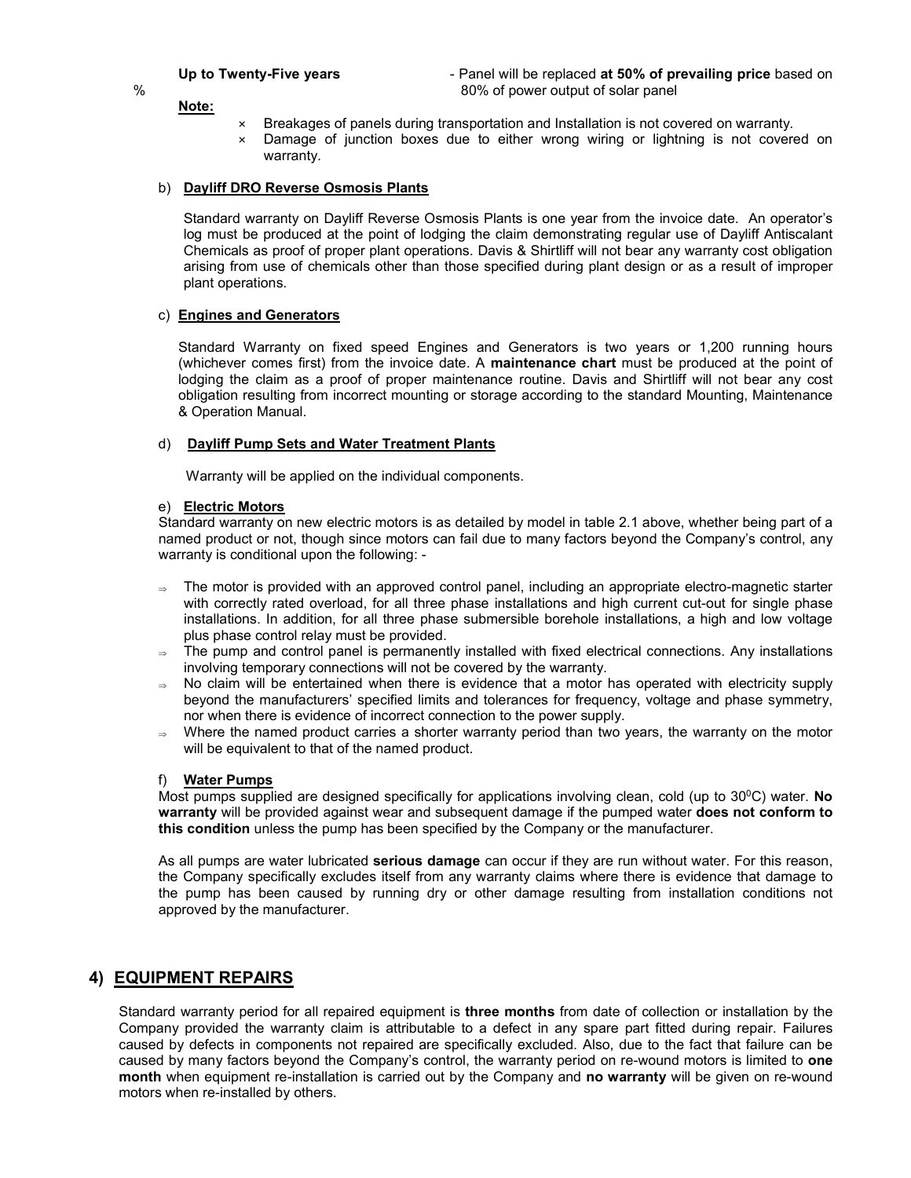**Up to Twenty-Five years** - Panel will be replaced **at 50% of prevailing price** based on 80% of power output of solar panel

%

**Note:**

- × Breakages of panels during transportation and Installation is not covered on warranty.
- × Damage of junction boxes due to either wrong wiring or lightning is not covered on warranty.

b) **Dayliff DRO Reverse Osmosis Plants**

Standard warranty on Dayliff Reverse Osmosis Plants is one year from the invoice date. An operator's log must be produced at the point of lodging the claim demonstrating regular use of Dayliff Antiscalant Chemicals as proof of proper plant operations. Davis & Shirtliff will not bear any warranty cost obligation arising from use of chemicals other than those specified during plant design or as a result of improper plant operations.

c) **Engines and Generators**

Standard Warranty on fixed speed Engines and Generators is two years or 1,200 running hours (whichever comes first) from the invoice date. A **maintenance chart** must be produced at the point of lodging the claim as a proof of proper maintenance routine. Davis and Shirtliff will not bear any cost obligation resulting from incorrect mounting or storage according to the standard Mounting, Maintenance & Operation Manual.

d) **Dayliff Pump Sets and Water Treatment Plants**

Warranty will be applied on the individual components.

e) **Electric Motors**

Standard warranty on new electric motors is as detailed by model in table 2.1 above, whether being part of a named product or not, though since motors can fail due to many factors beyond the Company's control, any warranty is conditional upon the following: -

- ⇒ The motor is provided with an approved control panel, including an appropriate electro-magnetic starter with correctly rated overload, for all three phase installations and high current cut-out for single phase installations. In addition, for all three phase submersible borehole installations, a high and low voltage plus phase control relay must be provided.
- ⇒ The pump and control panel is permanently installed with fixed electrical connections. Any installations involving temporary connections will not be covered by the warranty.
- ⇒ No claim will be entertained when there is evidence that a motor has operated with electricity supply beyond the manufacturers' specified limits and tolerances for frequency, voltage and phase symmetry, nor when there is evidence of incorrect connection to the power supply.
- ⇒ Where the named product carries a shorter warranty period than two years, the warranty on the motor will be equivalent to that of the named product.

f) **Water Pumps**

Most pumps supplied are designed specifically for applications involving clean, cold (up to 30$^0$C) water. **No warranty** will be provided against wear and subsequent damage if the pumped water **does not conform to this condition** unless the pump has been specified by the Company or the manufacturer.

As all pumps are water lubricated **serious damage** can occur if they are run without water. For this reason, the Company specifically excludes itself from any warranty claims where there is evidence that damage to the pump has been caused by running dry or other damage resulting from installation conditions not approved by the manufacturer.

## 4) EQUIPMENT REPAIRS

Standard warranty period for all repaired equipment is **three months** from date of collection or installation by the Company provided the warranty claim is attributable to a defect in any spare part fitted during repair. Failures caused by defects in components not repaired are specifically excluded. Also, due to the fact that failure can be caused by many factors beyond the Company's control, the warranty period on re-wound motors is limited to **one month** when equipment re-installation is carried out by the Company and **no warranty** will be given on re-wound motors when re-installed by others.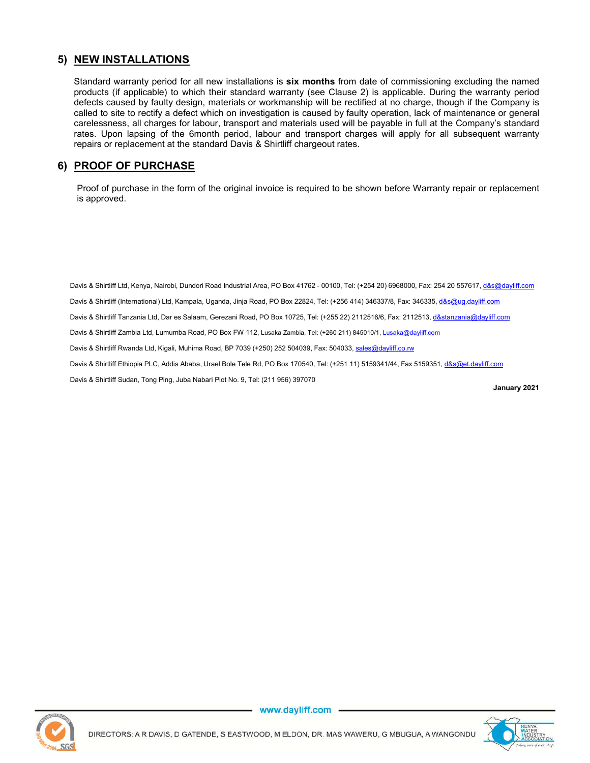## 5) NEW INSTALLATIONS

Standard warranty period for all new installations is **six months** from date of commissioning excluding the named products (if applicable) to which their standard warranty (see Clause 2) is applicable. During the warranty period defects caused by faulty design, materials or workmanship will be rectified at no charge, though if the Company is called to site to rectify a defect which on investigation is caused by faulty operation, lack of maintenance or general carelessness, all charges for labour, transport and materials used will be payable in full at the Company's standard rates. Upon lapsing of the 6month period, labour and transport charges will apply for all subsequent warranty repairs or replacement at the standard Davis & Shirtliff chargeout rates.

## 6) PROOF OF PURCHASE

Proof of purchase in the form of the original invoice is required to be shown before Warranty repair or replacement is approved.

Davis & Shirtliff Ltd, Kenya, Nairobi, Dundori Road Industrial Area, PO Box 41762 - 00100, Tel: (+254 20) 6968000, Fax: 254 20 557617, d&s@dayliff.com

Davis & Shirtliff (International) Ltd, Kampala, Uganda, Jinja Road, PO Box 22824, Tel: (+256 414) 346337/8, Fax: 346335, d&s@ug.dayliff.com

Davis & Shirtliff Tanzania Ltd, Dar es Salaam, Gerezani Road, PO Box 10725, Tel: (+255 22) 2112516/6, Fax: 2112513, d&stanzania@dayliff.com

Davis & Shirtliff Zambia Ltd, Lumumba Road, PO Box FW 112, Lusaka Zambia, Tel: (+260 211) 845010/1, Lusaka@dayliff.com

Davis & Shirtliff Rwanda Ltd, Kigali, Muhima Road, BP 7039 (+250) 252 504039, Fax: 504033, sales@dayliff.co.rw

Davis & Shirtliff Ethiopia PLC, Addis Ababa, Urael Bole Tele Rd, PO Box 170540, Tel: (+251 11) 5159341/44, Fax 5159351, d&s@et.dayliff.com

Davis & Shirtliff Sudan, Tong Ping, Juba Nabari Plot No. 9, Tel: (211 956) 397070

**January 2021**